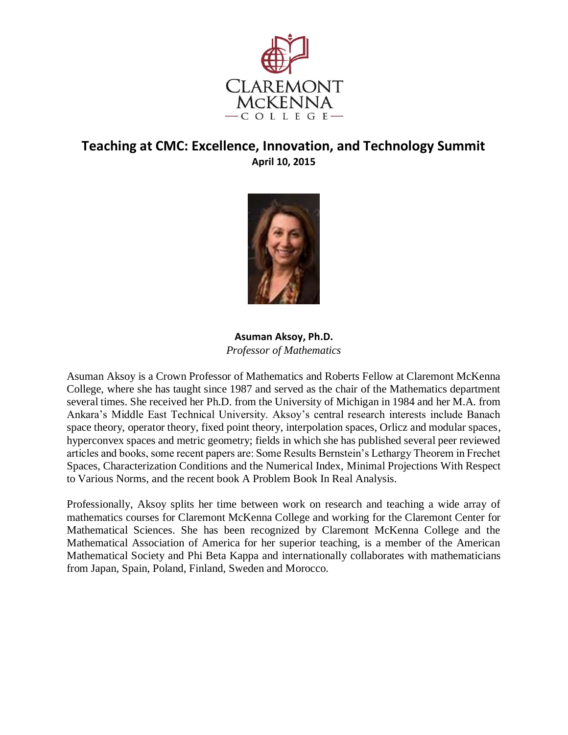# Teaching at CMC: Excellence, Innovation, and Technology Summit

**April 10, 2015**

**Asuman Aksoy, Ph.D.**

*Professor of Mathematics*

Asuman Aksoy is a Crown Professor of Mathematics and Roberts Fellow at Claremont McKenna College, where she has taught since 1987 and served as the chair of the Mathematics department several times. She received her Ph.D. from the University of Michigan in 1984 and her M.A. from Ankara's Middle East Technical University. Aksoy's central research interests include Banach space theory, operator theory, fixed point theory, interpolation spaces, Orlicz and modular spaces, hyperconvex spaces and metric geometry; fields in which she has published several peer reviewed articles and books, some recent papers are: Some Results Bernstein's Lethargy Theorem in Frechet Spaces, Characterization Conditions and the Numerical Index, Minimal Projections With Respect to Various Norms, and the recent book A Problem Book In Real Analysis.

Professionally, Aksoy splits her time between work on research and teaching a wide array of mathematics courses for Claremont McKenna College and working for the Claremont Center for Mathematical Sciences. She has been recognized by Claremont McKenna College and the Mathematical Association of America for her superior teaching, is a member of the American Mathematical Society and Phi Beta Kappa and internationally collaborates with mathematicians from Japan, Spain, Poland, Finland, Sweden and Morocco.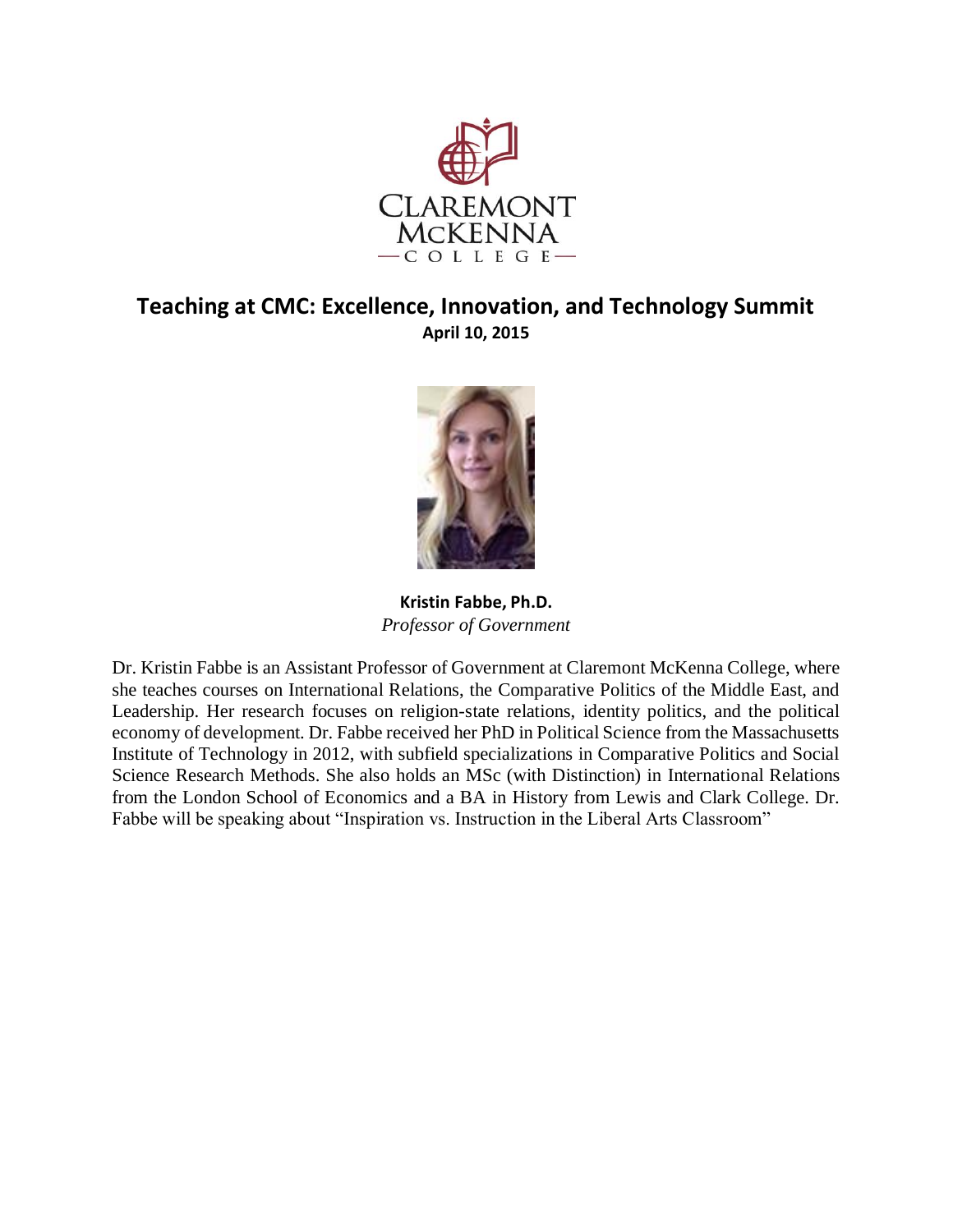## Teaching at CMC: Excellence, Innovation, and Technology Summit

**April 10, 2015**

**Kristin Fabbe, Ph.D.**
*Professor of Government*

Dr. Kristin Fabbe is an Assistant Professor of Government at Claremont McKenna College, where she teaches courses on International Relations, the Comparative Politics of the Middle East, and Leadership. Her research focuses on religion-state relations, identity politics, and the political economy of development. Dr. Fabbe received her PhD in Political Science from the Massachusetts Institute of Technology in 2012, with subfield specializations in Comparative Politics and Social Science Research Methods. She also holds an MSc (with Distinction) in International Relations from the London School of Economics and a BA in History from Lewis and Clark College. Dr. Fabbe will be speaking about "Inspiration vs. Instruction in the Liberal Arts Classroom"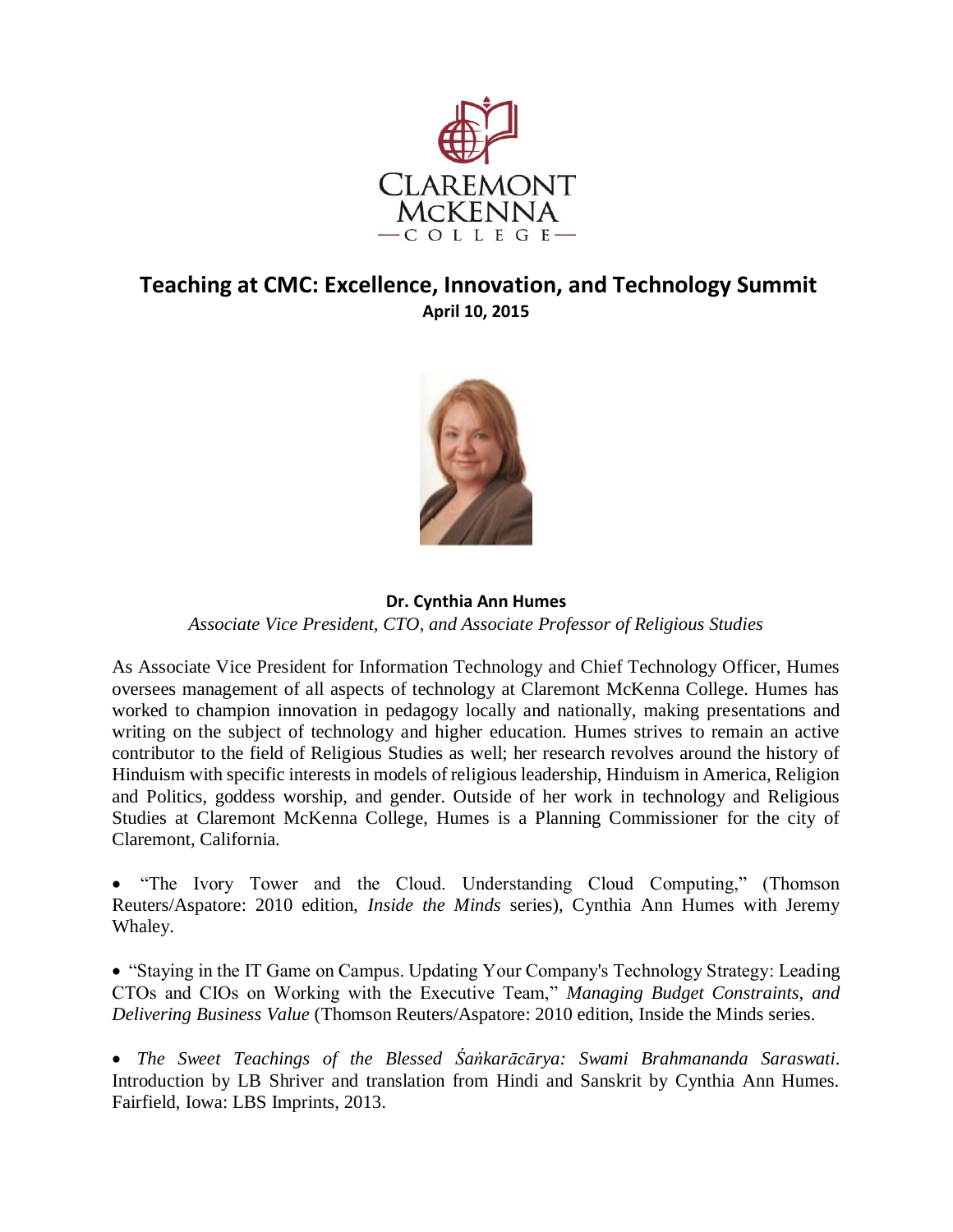CLAREMONT McKENNA COLLEGE

## Teaching at CMC: Excellence, Innovation, and Technology Summit

**April 10, 2015**

**Dr. Cynthia Ann Humes**

*Associate Vice President, CTO, and Associate Professor of Religious Studies*

As Associate Vice President for Information Technology and Chief Technology Officer, Humes oversees management of all aspects of technology at Claremont McKenna College. Humes has worked to champion innovation in pedagogy locally and nationally, making presentations and writing on the subject of technology and higher education. Humes strives to remain an active contributor to the field of Religious Studies as well; her research revolves around the history of Hinduism with specific interests in models of religious leadership, Hinduism in America, Religion and Politics, goddess worship, and gender. Outside of her work in technology and Religious Studies at Claremont McKenna College, Humes is a Planning Commissioner for the city of Claremont, California.

- "The Ivory Tower and the Cloud. Understanding Cloud Computing," (Thomson Reuters/Aspatore: 2010 edition, *Inside the Minds* series), Cynthia Ann Humes with Jeremy Whaley.

- "Staying in the IT Game on Campus. Updating Your Company's Technology Strategy: Leading CTOs and CIOs on Working with the Executive Team," *Managing Budget Constraints, and Delivering Business Value* (Thomson Reuters/Aspatore: 2010 edition, Inside the Minds series.

- *The Sweet Teachings of the Blessed Śaṅkarācārya: Swami Brahmananda Saraswati*. Introduction by LB Shriver and translation from Hindi and Sanskrit by Cynthia Ann Humes. Fairfield, Iowa: LBS Imprints, 2013.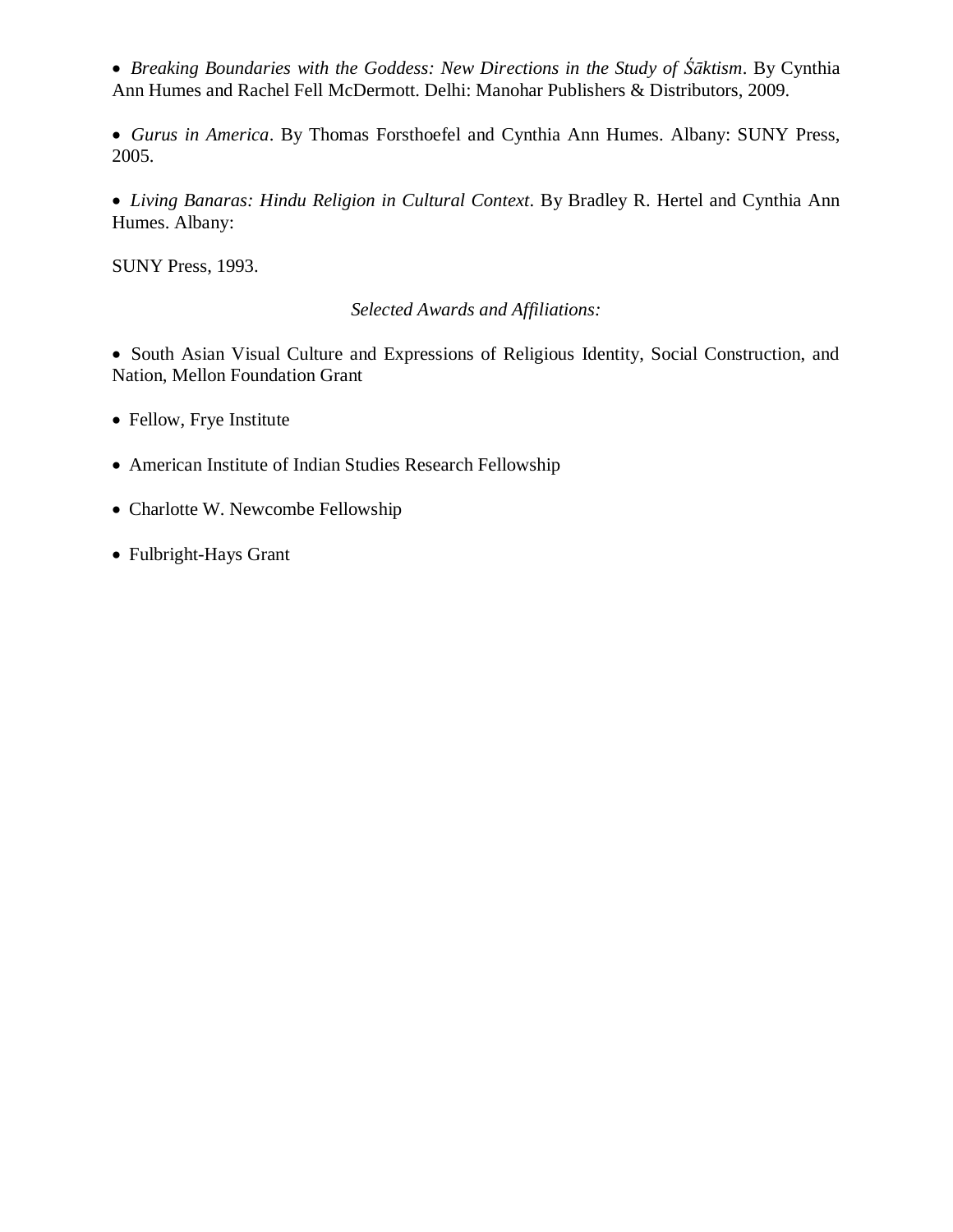- *Breaking Boundaries with the Goddess: New Directions in the Study of Śāktism*. By Cynthia Ann Humes and Rachel Fell McDermott. Delhi: Manohar Publishers & Distributors, 2009.

- *Gurus in America*. By Thomas Forsthoefel and Cynthia Ann Humes. Albany: SUNY Press, 2005.

- *Living Banaras: Hindu Religion in Cultural Context*. By Bradley R. Hertel and Cynthia Ann Humes. Albany:

SUNY Press, 1993.

*Selected Awards and Affiliations:*

- South Asian Visual Culture and Expressions of Religious Identity, Social Construction, and Nation, Mellon Foundation Grant

- Fellow, Frye Institute

- American Institute of Indian Studies Research Fellowship

- Charlotte W. Newcombe Fellowship

- Fulbright-Hays Grant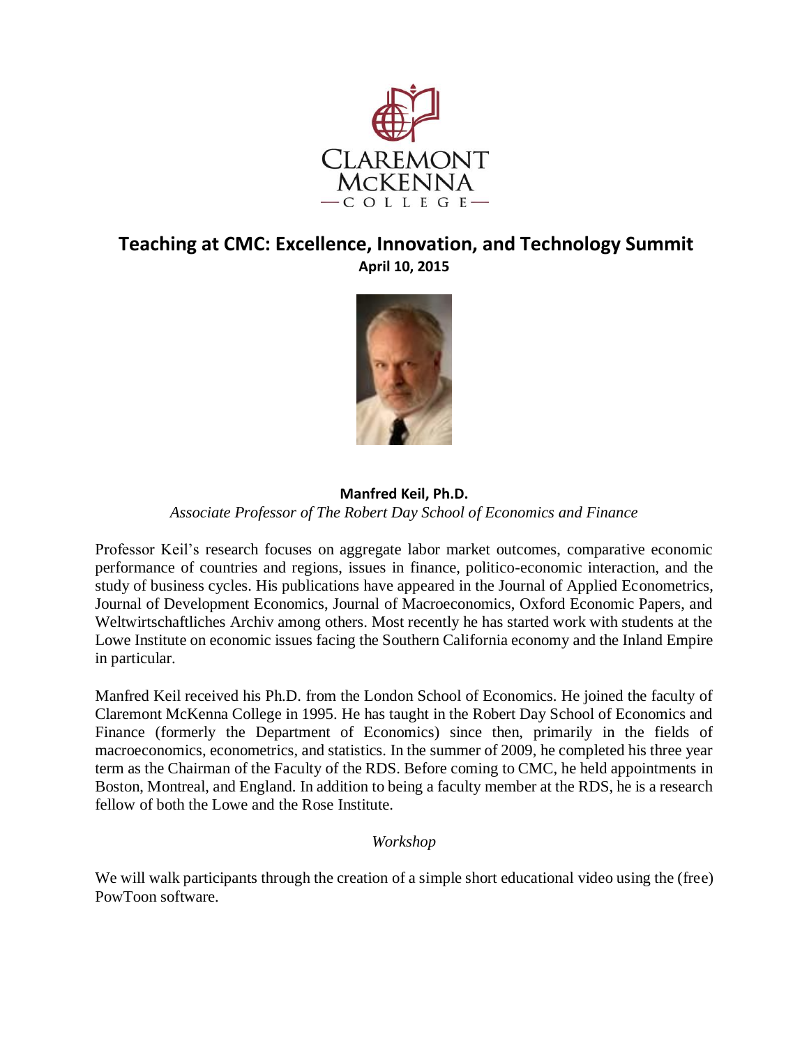# Teaching at CMC: Excellence, Innovation, and Technology Summit

**April 10, 2015**

**Manfred Keil, Ph.D.**

*Associate Professor of The Robert Day School of Economics and Finance*

Professor Keil's research focuses on aggregate labor market outcomes, comparative economic performance of countries and regions, issues in finance, politico-economic interaction, and the study of business cycles. His publications have appeared in the Journal of Applied Econometrics, Journal of Development Economics, Journal of Macroeconomics, Oxford Economic Papers, and Weltwirtschaftliches Archiv among others. Most recently he has started work with students at the Lowe Institute on economic issues facing the Southern California economy and the Inland Empire in particular.

Manfred Keil received his Ph.D. from the London School of Economics. He joined the faculty of Claremont McKenna College in 1995. He has taught in the Robert Day School of Economics and Finance (formerly the Department of Economics) since then, primarily in the fields of macroeconomics, econometrics, and statistics. In the summer of 2009, he completed his three year term as the Chairman of the Faculty of the RDS. Before coming to CMC, he held appointments in Boston, Montreal, and England. In addition to being a faculty member at the RDS, he is a research fellow of both the Lowe and the Rose Institute.

*Workshop*

We will walk participants through the creation of a simple short educational video using the (free) PowToon software.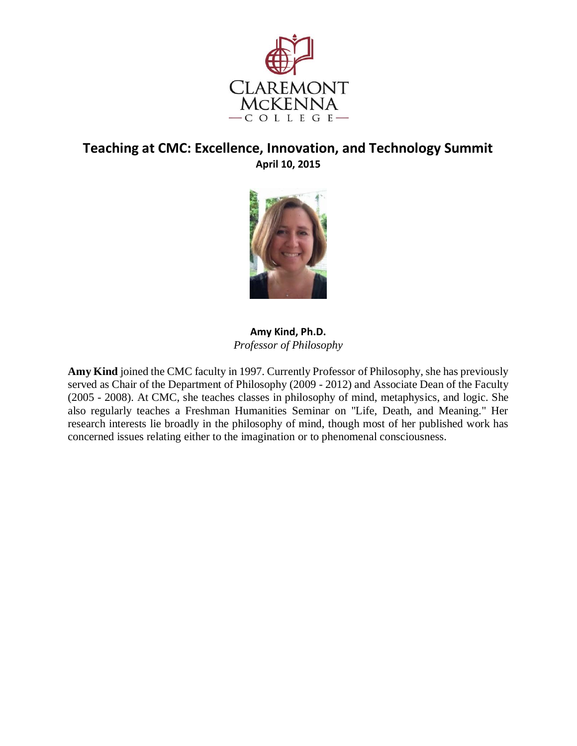# Teaching at CMC: Excellence, Innovation, and Technology Summit

**April 10, 2015**

**Amy Kind, Ph.D.**
*Professor of Philosophy*

**Amy Kind** joined the CMC faculty in 1997. Currently Professor of Philosophy, she has previously served as Chair of the Department of Philosophy (2009 - 2012) and Associate Dean of the Faculty (2005 - 2008). At CMC, she teaches classes in philosophy of mind, metaphysics, and logic. She also regularly teaches a Freshman Humanities Seminar on "Life, Death, and Meaning." Her research interests lie broadly in the philosophy of mind, though most of her published work has concerned issues relating either to the imagination or to phenomenal consciousness.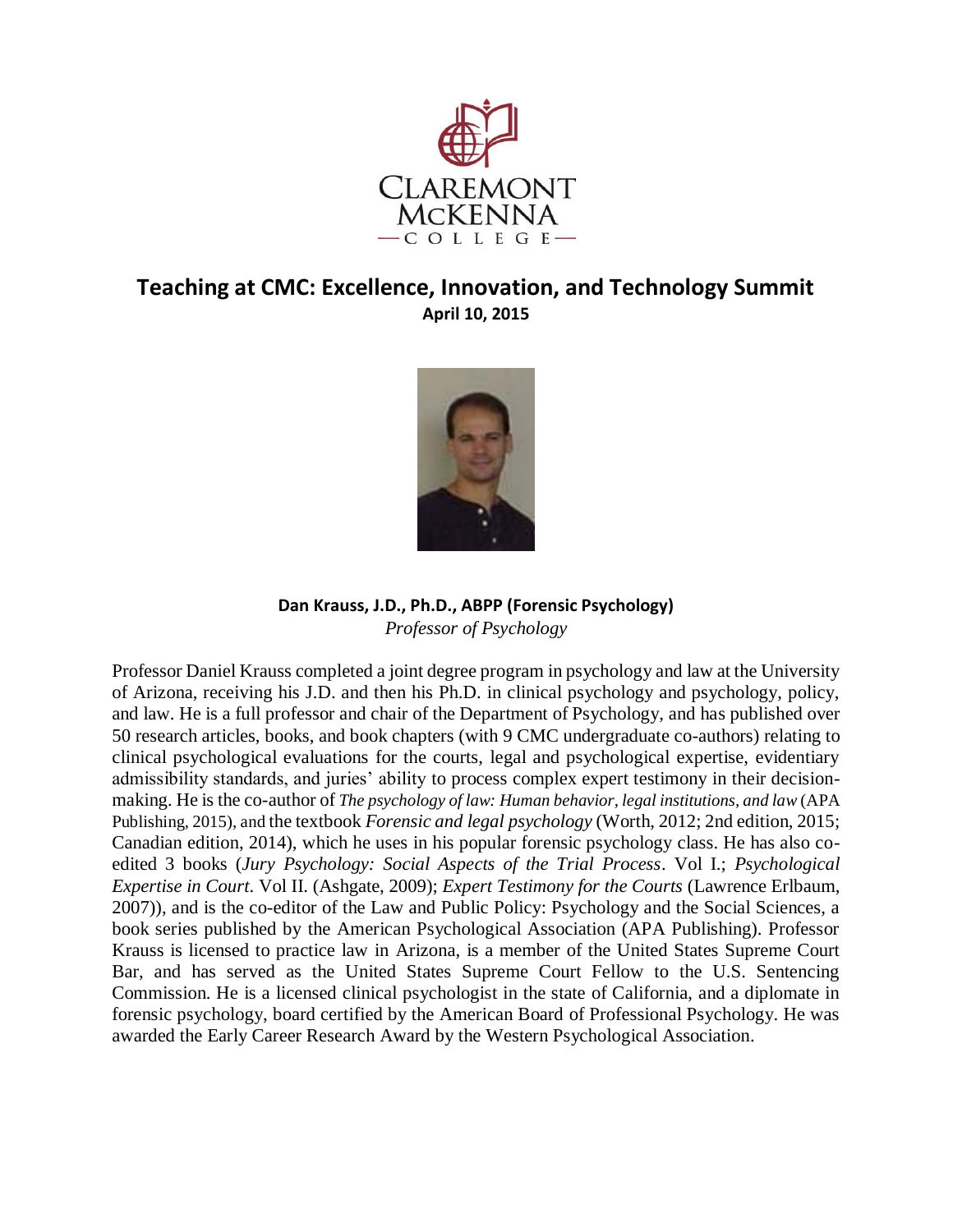CLAREMONT McKENNA —COLLEGE—

## Teaching at CMC: Excellence, Innovation, and Technology Summit

**April 10, 2015**

**Dan Krauss, J.D., Ph.D., ABPP (Forensic Psychology)**

*Professor of Psychology*

Professor Daniel Krauss completed a joint degree program in psychology and law at the University of Arizona, receiving his J.D. and then his Ph.D. in clinical psychology and psychology, policy, and law. He is a full professor and chair of the Department of Psychology, and has published over 50 research articles, books, and book chapters (with 9 CMC undergraduate co-authors) relating to clinical psychological evaluations for the courts, legal and psychological expertise, evidentiary admissibility standards, and juries' ability to process complex expert testimony in their decision-making. He is the co-author of *The psychology of law: Human behavior, legal institutions, and law* (APA Publishing, 2015), and the textbook *Forensic and legal psychology* (Worth, 2012; 2nd edition, 2015; Canadian edition, 2014), which he uses in his popular forensic psychology class. He has also co-edited 3 books (*Jury Psychology: Social Aspects of the Trial Process*. Vol I.; *Psychological Expertise in Court*. Vol II. (Ashgate, 2009); *Expert Testimony for the Courts* (Lawrence Erlbaum, 2007)), and is the co-editor of the Law and Public Policy: Psychology and the Social Sciences, a book series published by the American Psychological Association (APA Publishing). Professor Krauss is licensed to practice law in Arizona, is a member of the United States Supreme Court Bar, and has served as the United States Supreme Court Fellow to the U.S. Sentencing Commission. He is a licensed clinical psychologist in the state of California, and a diplomate in forensic psychology, board certified by the American Board of Professional Psychology. He was awarded the Early Career Research Award by the Western Psychological Association.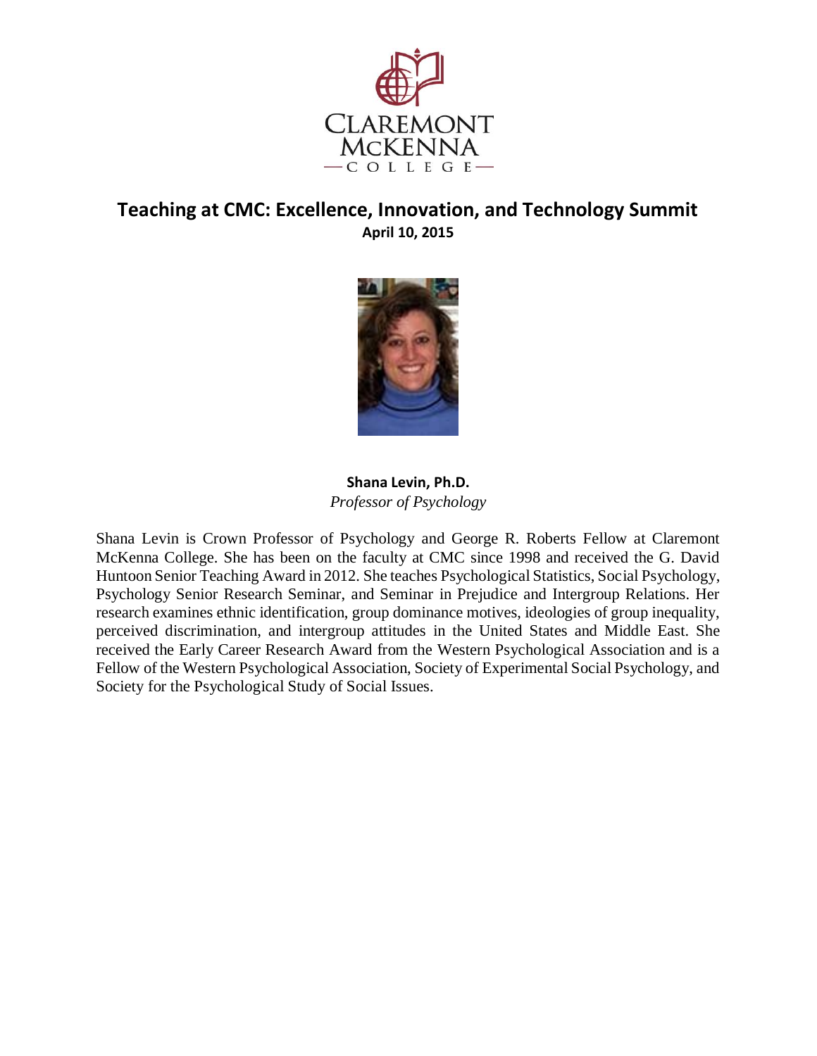# Teaching at CMC: Excellence, Innovation, and Technology Summit

**April 10, 2015**

**Shana Levin, Ph.D.**
*Professor of Psychology*

Shana Levin is Crown Professor of Psychology and George R. Roberts Fellow at Claremont McKenna College. She has been on the faculty at CMC since 1998 and received the G. David Huntoon Senior Teaching Award in 2012. She teaches Psychological Statistics, Social Psychology, Psychology Senior Research Seminar, and Seminar in Prejudice and Intergroup Relations. Her research examines ethnic identification, group dominance motives, ideologies of group inequality, perceived discrimination, and intergroup attitudes in the United States and Middle East. She received the Early Career Research Award from the Western Psychological Association and is a Fellow of the Western Psychological Association, Society of Experimental Social Psychology, and Society for the Psychological Study of Social Issues.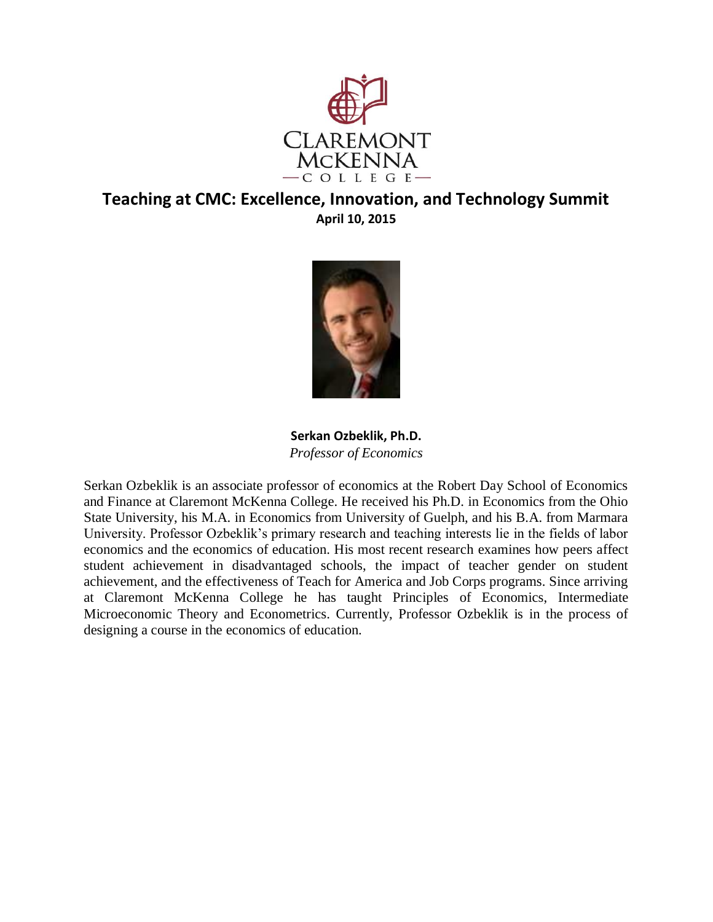# Teaching at CMC: Excellence, Innovation, and Technology Summit

**April 10, 2015**

**Serkan Ozbeklik, Ph.D.**
*Professor of Economics*

Serkan Ozbeklik is an associate professor of economics at the Robert Day School of Economics and Finance at Claremont McKenna College. He received his Ph.D. in Economics from the Ohio State University, his M.A. in Economics from University of Guelph, and his B.A. from Marmara University. Professor Ozbeklik's primary research and teaching interests lie in the fields of labor economics and the economics of education. His most recent research examines how peers affect student achievement in disadvantaged schools, the impact of teacher gender on student achievement, and the effectiveness of Teach for America and Job Corps programs. Since arriving at Claremont McKenna College he has taught Principles of Economics, Intermediate Microeconomic Theory and Econometrics. Currently, Professor Ozbeklik is in the process of designing a course in the economics of education.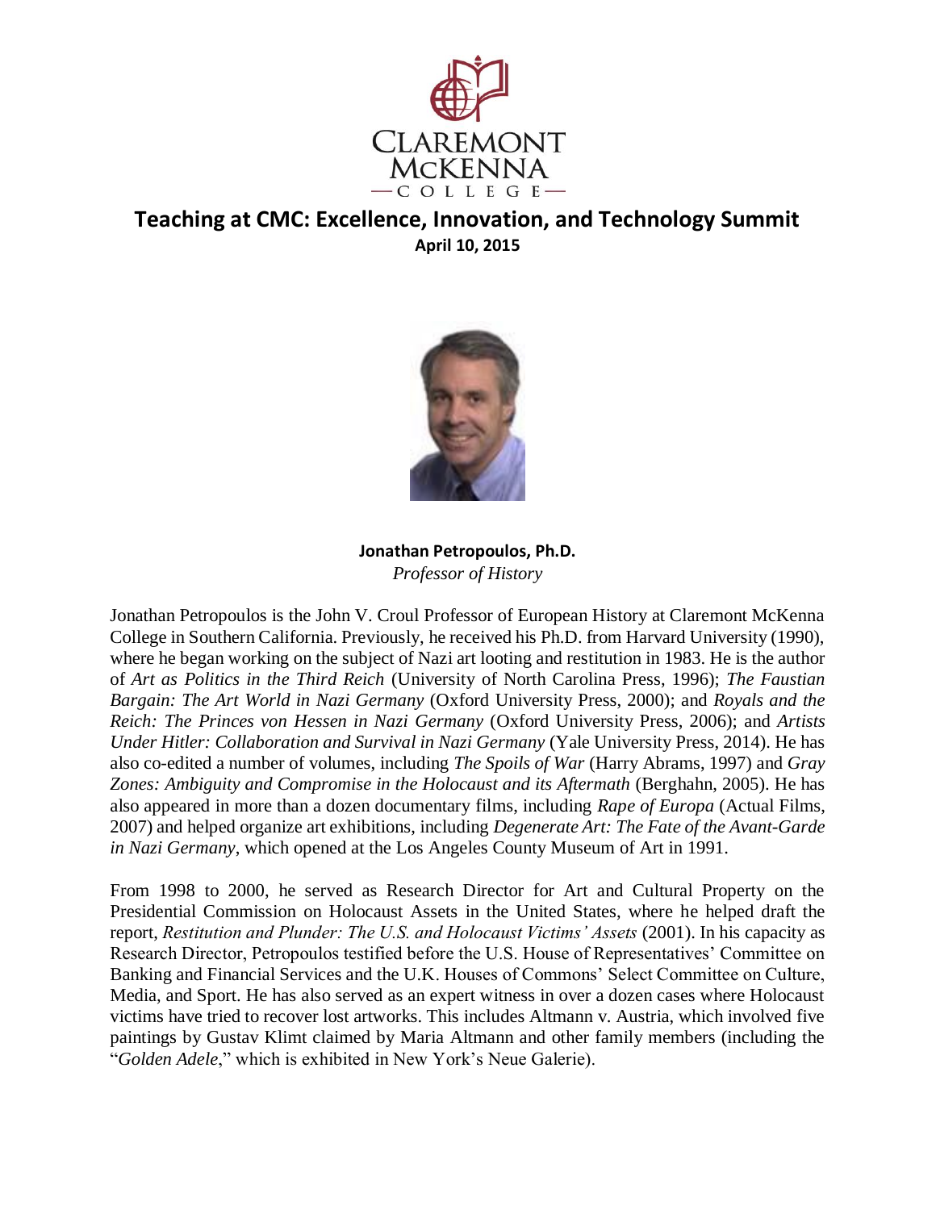CLAREMONT McKENNA
— COLLEGE —

## Teaching at CMC: Excellence, Innovation, and Technology Summit

**April 10, 2015**

**Jonathan Petropoulos, Ph.D.**
*Professor of History*

Jonathan Petropoulos is the John V. Croul Professor of European History at Claremont McKenna College in Southern California. Previously, he received his Ph.D. from Harvard University (1990), where he began working on the subject of Nazi art looting and restitution in 1983. He is the author of *Art as Politics in the Third Reich* (University of North Carolina Press, 1996); *The Faustian Bargain: The Art World in Nazi Germany* (Oxford University Press, 2000); and *Royals and the Reich: The Princes von Hessen in Nazi Germany* (Oxford University Press, 2006); and *Artists Under Hitler: Collaboration and Survival in Nazi Germany* (Yale University Press, 2014). He has also co-edited a number of volumes, including *The Spoils of War* (Harry Abrams, 1997) and *Gray Zones: Ambiguity and Compromise in the Holocaust and its Aftermath* (Berghahn, 2005). He has also appeared in more than a dozen documentary films, including *Rape of Europa* (Actual Films, 2007) and helped organize art exhibitions, including *Degenerate Art: The Fate of the Avant-Garde in Nazi Germany*, which opened at the Los Angeles County Museum of Art in 1991.

From 1998 to 2000, he served as Research Director for Art and Cultural Property on the Presidential Commission on Holocaust Assets in the United States, where he helped draft the report, *Restitution and Plunder: The U.S. and Holocaust Victims' Assets* (2001). In his capacity as Research Director, Petropoulos testified before the U.S. House of Representatives' Committee on Banking and Financial Services and the U.K. Houses of Commons' Select Committee on Culture, Media, and Sport. He has also served as an expert witness in over a dozen cases where Holocaust victims have tried to recover lost artworks. This includes Altmann v. Austria, which involved five paintings by Gustav Klimt claimed by Maria Altmann and other family members (including the "*Golden Adele*," which is exhibited in New York's Neue Galerie).